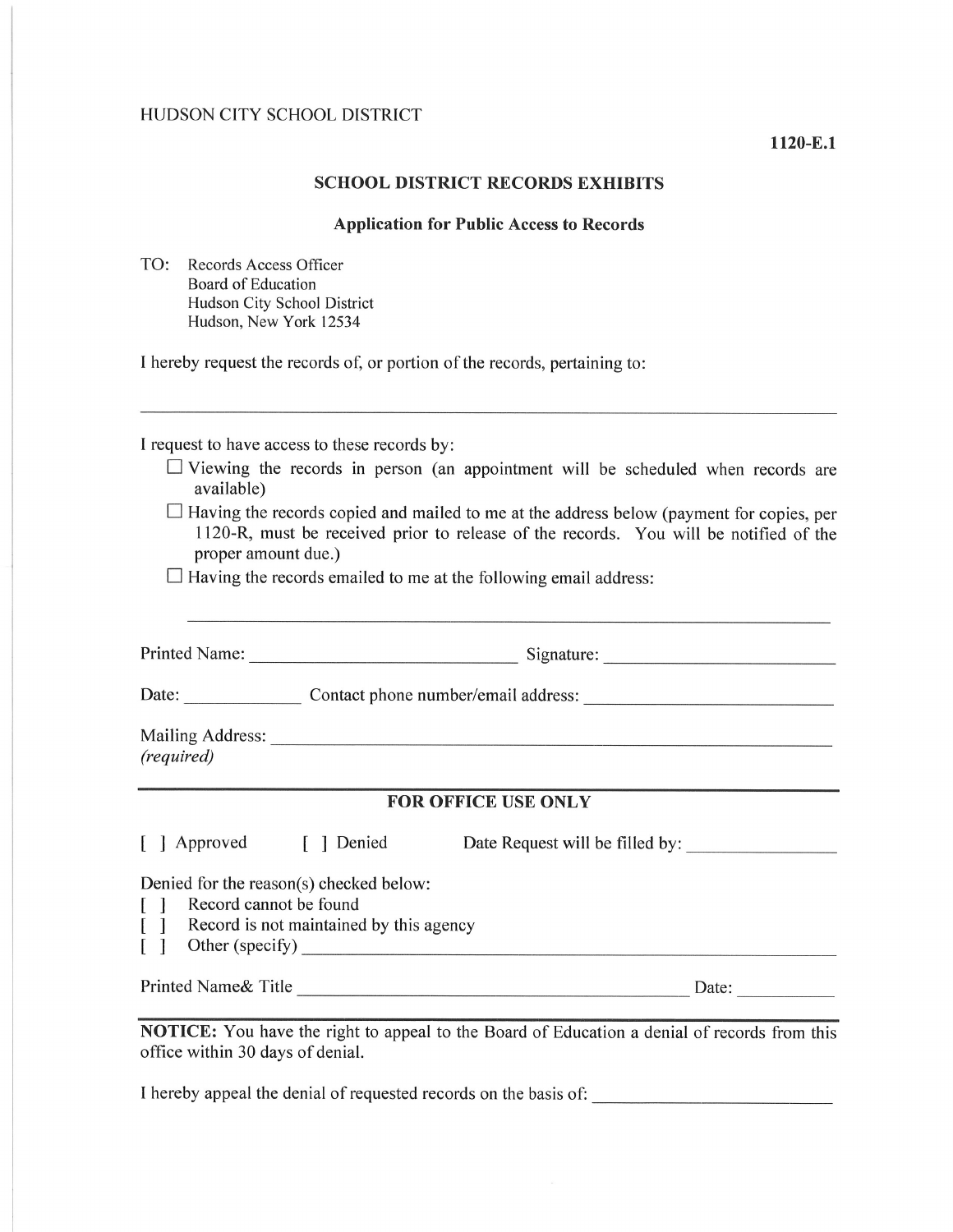HUDSON CITY SCHOOL DISTRICT

**1120-E.1**

## SCHOOL DISTRICT RECORDS EXHIBITS

### Application for Public Access to Records

TO: Records Access Officer
Board of Education
Hudson City School District
Hudson, New York 12534

I hereby request the records of, or portion of the records, pertaining to:

______________________________________________________________________________

I request to have access to these records by:

- ☐ Viewing the records in person (an appointment will be scheduled when records are available)
- ☐ Having the records copied and mailed to me at the address below (payment for copies, per 1120-R, must be received prior to release of the records. You will be notified of the proper amount due.)
- ☐ Having the records emailed to me at the following email address:

______________________________________________________________________________

Printed Name: ____________________________ Signature: ________________________

Date: ____________ Contact phone number/email address: __________________________

Mailing Address: _____________________________________________________________
*(required)*

---

**FOR OFFICE USE ONLY**

[ ] Approved [ ] Denied Date Request will be filled by: _______________

Denied for the reason(s) checked below:

[ ] Record cannot be found
[ ] Record is not maintained by this agency
[ ] Other (specify) ______________________________________________________

Printed Name& Title __________________________________________ Date: __________

---

**NOTICE:** You have the right to appeal to the Board of Education a denial of records from this office within 30 days of denial.

I hereby appeal the denial of requested records on the basis of: _________________________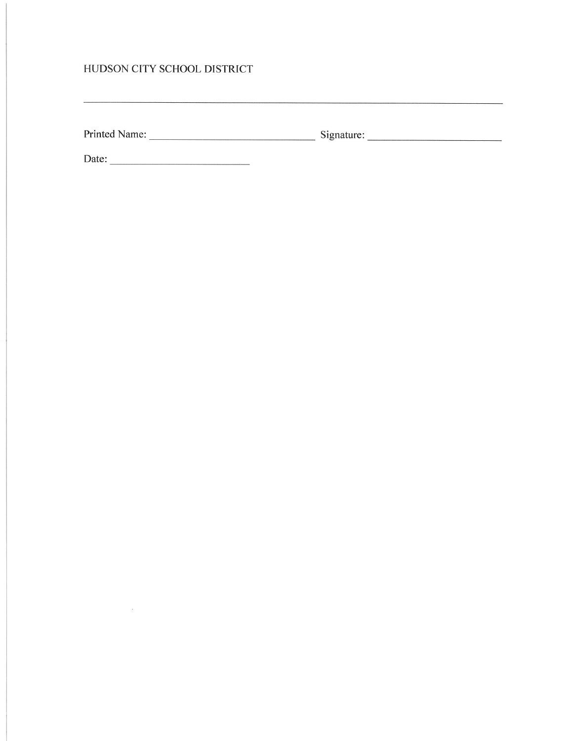HUDSON CITY SCHOOL DISTRICT

---

Printed Name: ______________________________ Signature: ________________________

Date: ________________________